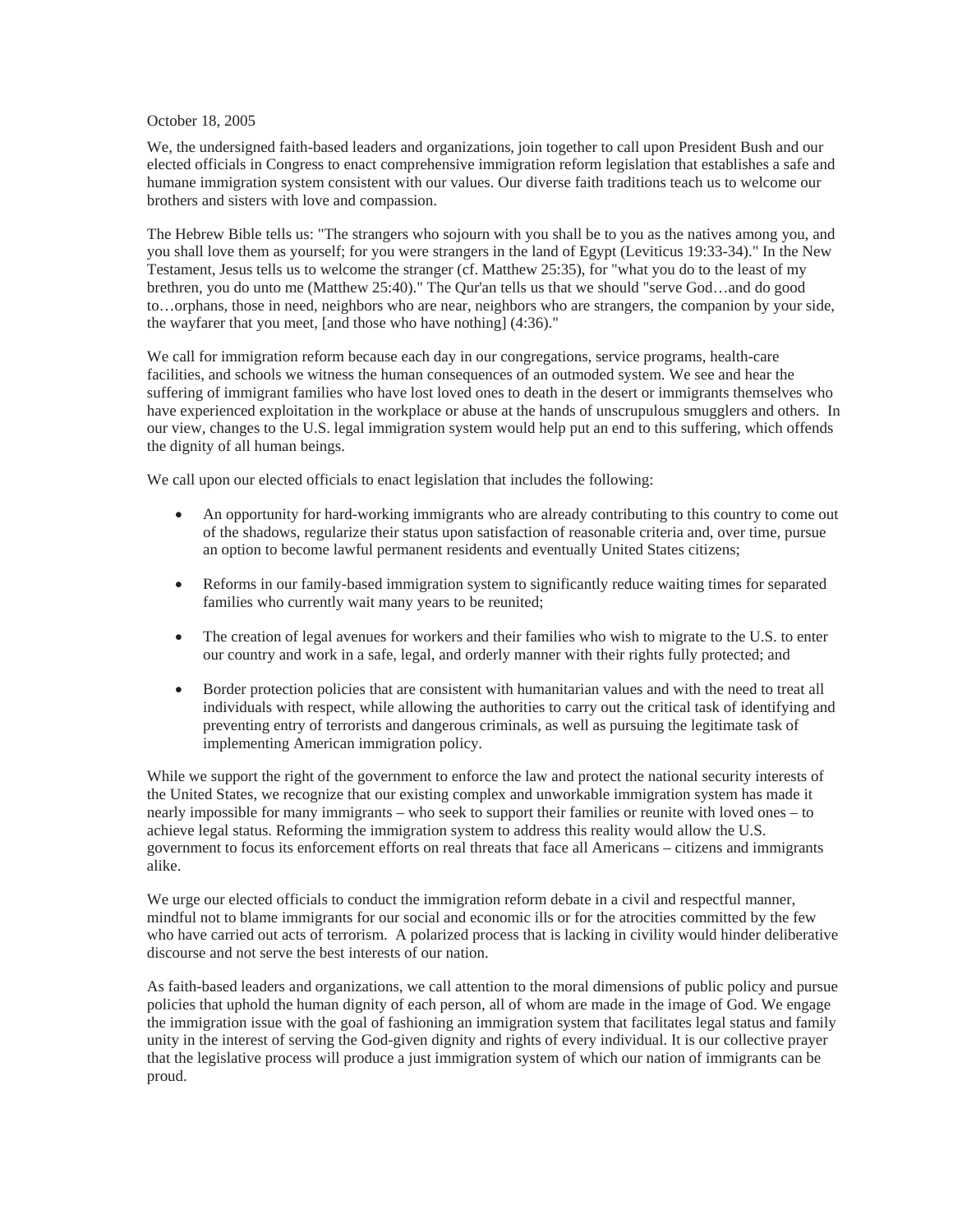October 18, 2005

We, the undersigned faith-based leaders and organizations, join together to call upon President Bush and our elected officials in Congress to enact comprehensive immigration reform legislation that establishes a safe and humane immigration system consistent with our values. Our diverse faith traditions teach us to welcome our brothers and sisters with love and compassion.

The Hebrew Bible tells us: "The strangers who sojourn with you shall be to you as the natives among you, and you shall love them as yourself; for you were strangers in the land of Egypt (Leviticus 19:33-34)." In the New Testament, Jesus tells us to welcome the stranger (cf. Matthew 25:35), for "what you do to the least of my brethren, you do unto me (Matthew 25:40)." The Qur'an tells us that we should "serve God…and do good to…orphans, those in need, neighbors who are near, neighbors who are strangers, the companion by your side, the wayfarer that you meet, [and those who have nothing] (4:36)."

We call for immigration reform because each day in our congregations, service programs, health-care facilities, and schools we witness the human consequences of an outmoded system. We see and hear the suffering of immigrant families who have lost loved ones to death in the desert or immigrants themselves who have experienced exploitation in the workplace or abuse at the hands of unscrupulous smugglers and others. In our view, changes to the U.S. legal immigration system would help put an end to this suffering, which offends the dignity of all human beings.

We call upon our elected officials to enact legislation that includes the following:

- An opportunity for hard-working immigrants who are already contributing to this country to come out of the shadows, regularize their status upon satisfaction of reasonable criteria and, over time, pursue an option to become lawful permanent residents and eventually United States citizens;
- Reforms in our family-based immigration system to significantly reduce waiting times for separated families who currently wait many years to be reunited;
- The creation of legal avenues for workers and their families who wish to migrate to the U.S. to enter our country and work in a safe, legal, and orderly manner with their rights fully protected; and
- Border protection policies that are consistent with humanitarian values and with the need to treat all individuals with respect, while allowing the authorities to carry out the critical task of identifying and preventing entry of terrorists and dangerous criminals, as well as pursuing the legitimate task of implementing American immigration policy.

While we support the right of the government to enforce the law and protect the national security interests of the United States, we recognize that our existing complex and unworkable immigration system has made it nearly impossible for many immigrants – who seek to support their families or reunite with loved ones – to achieve legal status. Reforming the immigration system to address this reality would allow the U.S. government to focus its enforcement efforts on real threats that face all Americans – citizens and immigrants alike.

We urge our elected officials to conduct the immigration reform debate in a civil and respectful manner, mindful not to blame immigrants for our social and economic ills or for the atrocities committed by the few who have carried out acts of terrorism. A polarized process that is lacking in civility would hinder deliberative discourse and not serve the best interests of our nation.

As faith-based leaders and organizations, we call attention to the moral dimensions of public policy and pursue policies that uphold the human dignity of each person, all of whom are made in the image of God. We engage the immigration issue with the goal of fashioning an immigration system that facilitates legal status and family unity in the interest of serving the God-given dignity and rights of every individual. It is our collective prayer that the legislative process will produce a just immigration system of which our nation of immigrants can be proud.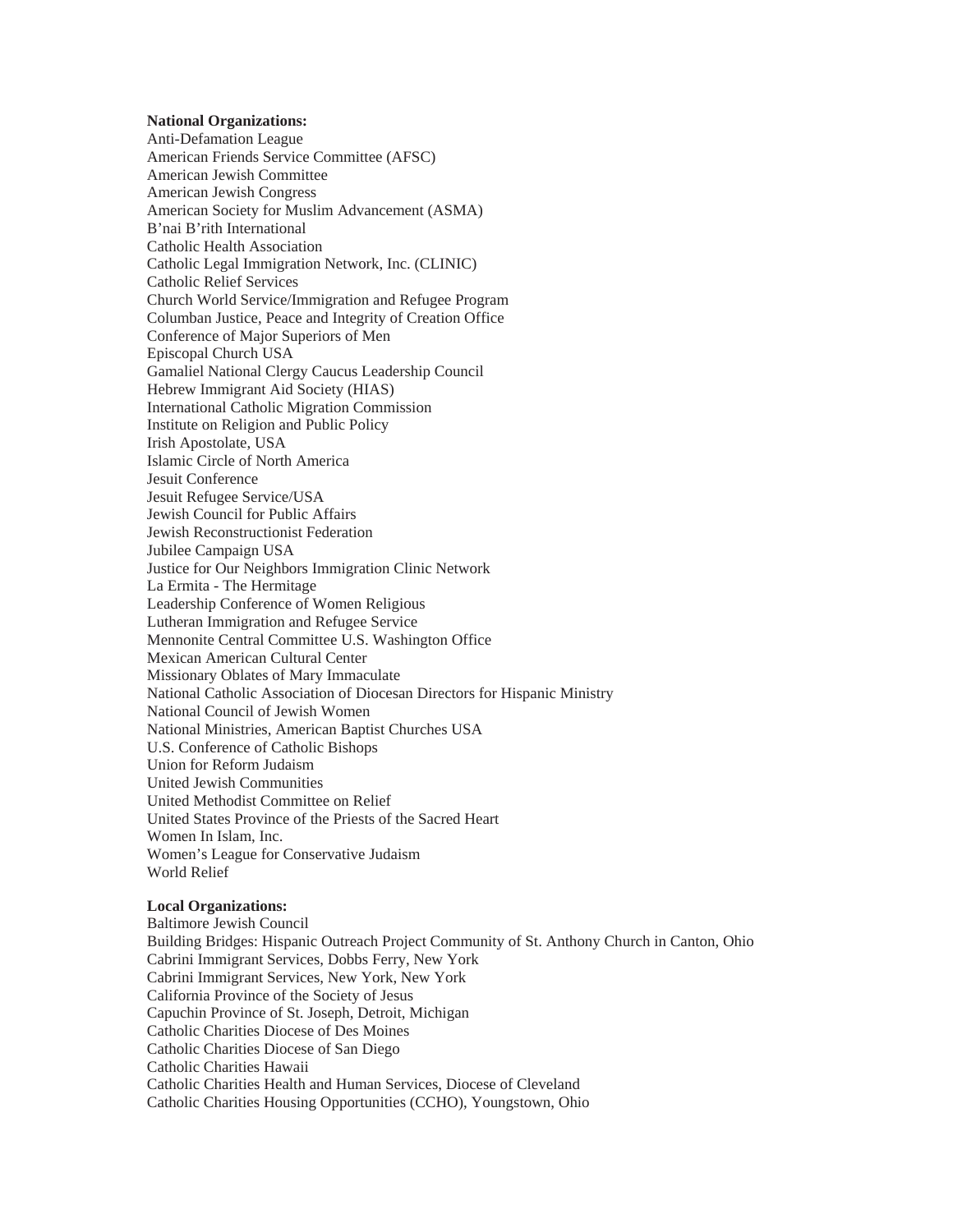**National Organizations:**

Anti-Defamation League
American Friends Service Committee (AFSC)
American Jewish Committee
American Jewish Congress
American Society for Muslim Advancement (ASMA)
B'nai B'rith International
Catholic Health Association
Catholic Legal Immigration Network, Inc. (CLINIC)
Catholic Relief Services
Church World Service/Immigration and Refugee Program
Columban Justice, Peace and Integrity of Creation Office
Conference of Major Superiors of Men
Episcopal Church USA
Gamaliel National Clergy Caucus Leadership Council
Hebrew Immigrant Aid Society (HIAS)
International Catholic Migration Commission
Institute on Religion and Public Policy
Irish Apostolate, USA
Islamic Circle of North America
Jesuit Conference
Jesuit Refugee Service/USA
Jewish Council for Public Affairs
Jewish Reconstructionist Federation
Jubilee Campaign USA
Justice for Our Neighbors Immigration Clinic Network
La Ermita - The Hermitage
Leadership Conference of Women Religious
Lutheran Immigration and Refugee Service
Mennonite Central Committee U.S. Washington Office
Mexican American Cultural Center
Missionary Oblates of Mary Immaculate
National Catholic Association of Diocesan Directors for Hispanic Ministry
National Council of Jewish Women
National Ministries, American Baptist Churches USA
U.S. Conference of Catholic Bishops
Union for Reform Judaism
United Jewish Communities
United Methodist Committee on Relief
United States Province of the Priests of the Sacred Heart
Women In Islam, Inc.
Women's League for Conservative Judaism
World Relief

**Local Organizations:**

Baltimore Jewish Council
Building Bridges: Hispanic Outreach Project Community of St. Anthony Church in Canton, Ohio
Cabrini Immigrant Services, Dobbs Ferry, New York
Cabrini Immigrant Services, New York, New York
California Province of the Society of Jesus
Capuchin Province of St. Joseph, Detroit, Michigan
Catholic Charities Diocese of Des Moines
Catholic Charities Diocese of San Diego
Catholic Charities Hawaii
Catholic Charities Health and Human Services, Diocese of Cleveland
Catholic Charities Housing Opportunities (CCHO), Youngstown, Ohio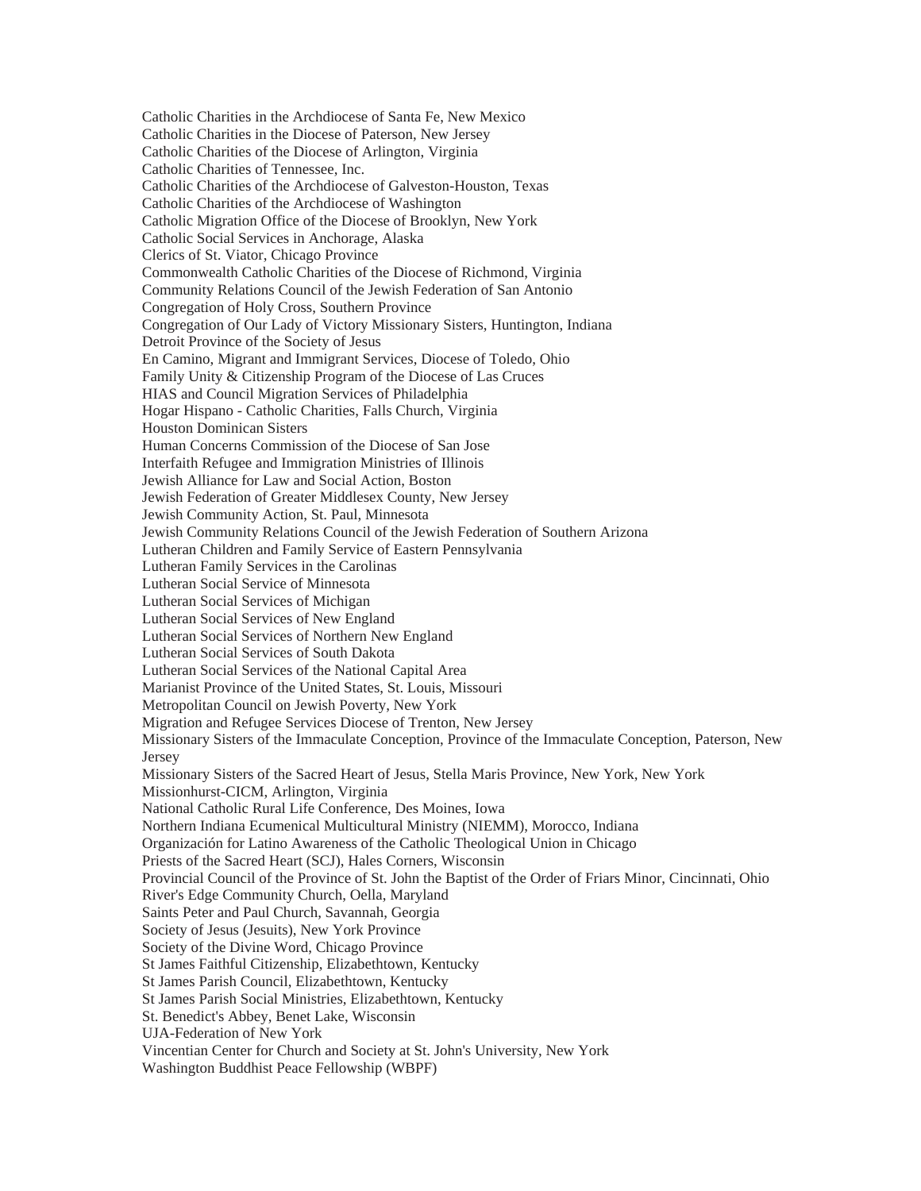Catholic Charities in the Archdiocese of Santa Fe, New Mexico
Catholic Charities in the Diocese of Paterson, New Jersey
Catholic Charities of the Diocese of Arlington, Virginia
Catholic Charities of Tennessee, Inc.
Catholic Charities of the Archdiocese of Galveston-Houston, Texas
Catholic Charities of the Archdiocese of Washington
Catholic Migration Office of the Diocese of Brooklyn, New York
Catholic Social Services in Anchorage, Alaska
Clerics of St. Viator, Chicago Province
Commonwealth Catholic Charities of the Diocese of Richmond, Virginia
Community Relations Council of the Jewish Federation of San Antonio
Congregation of Holy Cross, Southern Province
Congregation of Our Lady of Victory Missionary Sisters, Huntington, Indiana
Detroit Province of the Society of Jesus
En Camino, Migrant and Immigrant Services, Diocese of Toledo, Ohio
Family Unity & Citizenship Program of the Diocese of Las Cruces
HIAS and Council Migration Services of Philadelphia
Hogar Hispano - Catholic Charities, Falls Church, Virginia
Houston Dominican Sisters
Human Concerns Commission of the Diocese of San Jose
Interfaith Refugee and Immigration Ministries of Illinois
Jewish Alliance for Law and Social Action, Boston
Jewish Federation of Greater Middlesex County, New Jersey
Jewish Community Action, St. Paul, Minnesota
Jewish Community Relations Council of the Jewish Federation of Southern Arizona
Lutheran Children and Family Service of Eastern Pennsylvania
Lutheran Family Services in the Carolinas
Lutheran Social Service of Minnesota
Lutheran Social Services of Michigan
Lutheran Social Services of New England
Lutheran Social Services of Northern New England
Lutheran Social Services of South Dakota
Lutheran Social Services of the National Capital Area
Marianist Province of the United States, St. Louis, Missouri
Metropolitan Council on Jewish Poverty, New York
Migration and Refugee Services Diocese of Trenton, New Jersey
Missionary Sisters of the Immaculate Conception, Province of the Immaculate Conception, Paterson, New Jersey
Missionary Sisters of the Sacred Heart of Jesus, Stella Maris Province, New York, New York
Missionhurst-CICM, Arlington, Virginia
National Catholic Rural Life Conference, Des Moines, Iowa
Northern Indiana Ecumenical Multicultural Ministry (NIEMM), Morocco, Indiana
Organización for Latino Awareness of the Catholic Theological Union in Chicago
Priests of the Sacred Heart (SCJ), Hales Corners, Wisconsin
Provincial Council of the Province of St. John the Baptist of the Order of Friars Minor, Cincinnati, Ohio
River's Edge Community Church, Oella, Maryland
Saints Peter and Paul Church, Savannah, Georgia
Society of Jesus (Jesuits), New York Province
Society of the Divine Word, Chicago Province
St James Faithful Citizenship, Elizabethtown, Kentucky
St James Parish Council, Elizabethtown, Kentucky
St James Parish Social Ministries, Elizabethtown, Kentucky
St. Benedict's Abbey, Benet Lake, Wisconsin
UJA-Federation of New York
Vincentian Center for Church and Society at St. John's University, New York
Washington Buddhist Peace Fellowship (WBPF)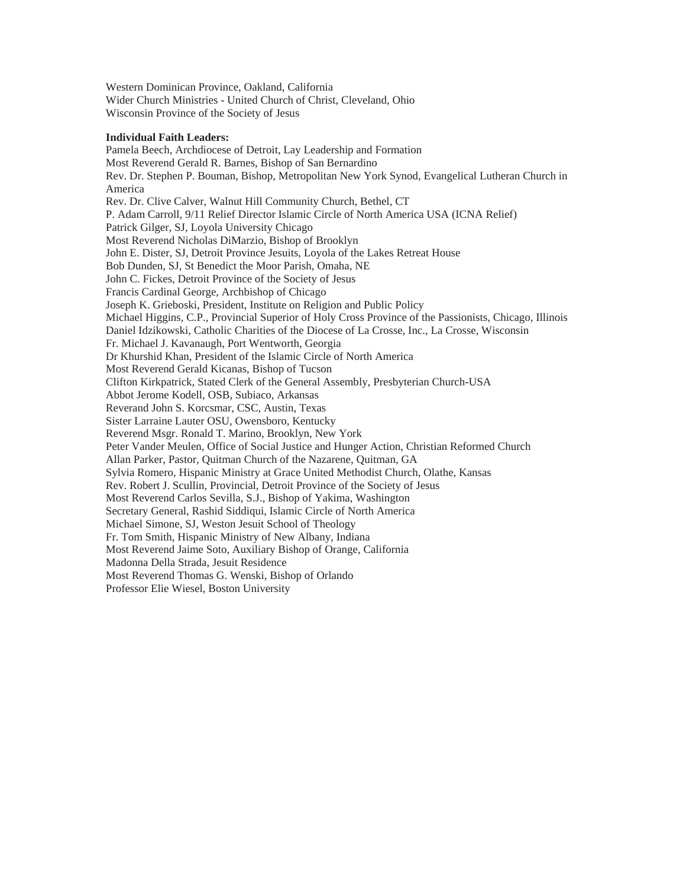Western Dominican Province, Oakland, California
Wider Church Ministries - United Church of Christ, Cleveland, Ohio
Wisconsin Province of the Society of Jesus

**Individual Faith Leaders:**

Pamela Beech, Archdiocese of Detroit, Lay Leadership and Formation
Most Reverend Gerald R. Barnes, Bishop of San Bernardino
Rev. Dr. Stephen P. Bouman, Bishop, Metropolitan New York Synod, Evangelical Lutheran Church in America
Rev. Dr. Clive Calver, Walnut Hill Community Church, Bethel, CT
P. Adam Carroll, 9/11 Relief Director Islamic Circle of North America USA (ICNA Relief)
Patrick Gilger, SJ, Loyola University Chicago
Most Reverend Nicholas DiMarzio, Bishop of Brooklyn
John E. Dister, SJ, Detroit Province Jesuits, Loyola of the Lakes Retreat House
Bob Dunden, SJ, St Benedict the Moor Parish, Omaha, NE
John C. Fickes, Detroit Province of the Society of Jesus
Francis Cardinal George, Archbishop of Chicago
Joseph K. Grieboski, President, Institute on Religion and Public Policy
Michael Higgins, C.P., Provincial Superior of Holy Cross Province of the Passionists, Chicago, Illinois
Daniel Idzikowski, Catholic Charities of the Diocese of La Crosse, Inc., La Crosse, Wisconsin
Fr. Michael J. Kavanaugh, Port Wentworth, Georgia
Dr Khurshid Khan, President of the Islamic Circle of North America
Most Reverend Gerald Kicanas, Bishop of Tucson
Clifton Kirkpatrick, Stated Clerk of the General Assembly, Presbyterian Church-USA
Abbot Jerome Kodell, OSB, Subiaco, Arkansas
Reverand John S. Korcsmar, CSC, Austin, Texas
Sister Larraine Lauter OSU, Owensboro, Kentucky
Reverend Msgr. Ronald T. Marino, Brooklyn, New York
Peter Vander Meulen, Office of Social Justice and Hunger Action, Christian Reformed Church
Allan Parker, Pastor, Quitman Church of the Nazarene, Quitman, GA
Sylvia Romero, Hispanic Ministry at Grace United Methodist Church, Olathe, Kansas
Rev. Robert J. Scullin, Provincial, Detroit Province of the Society of Jesus
Most Reverend Carlos Sevilla, S.J., Bishop of Yakima, Washington
Secretary General, Rashid Siddiqui, Islamic Circle of North America
Michael Simone, SJ, Weston Jesuit School of Theology
Fr. Tom Smith, Hispanic Ministry of New Albany, Indiana
Most Reverend Jaime Soto, Auxiliary Bishop of Orange, California
Madonna Della Strada, Jesuit Residence
Most Reverend Thomas G. Wenski, Bishop of Orlando
Professor Elie Wiesel, Boston University